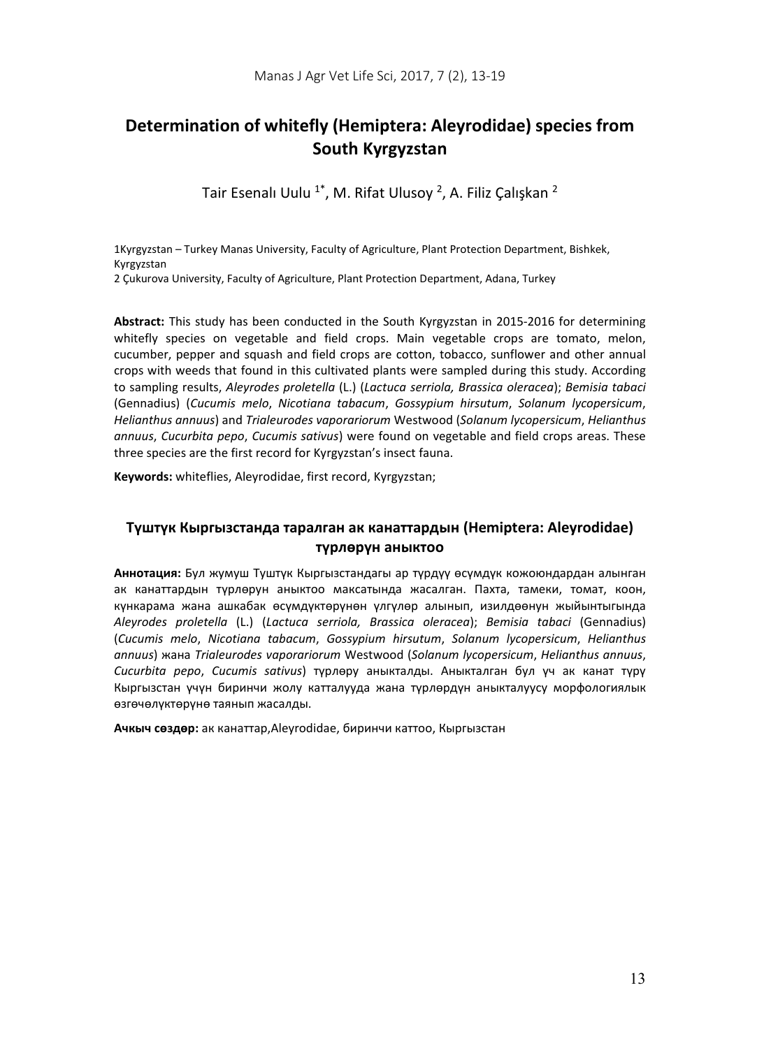# Determination of whitefly (Hemiptera: Aleyrodidae) species from South Kyrgyzstan

Tair Esenalı Uulu [1*], M. Rifat Ulusoy [2], A. Filiz Çalışkan [2]

1Kyrgyzstan – Turkey Manas University, Faculty of Agriculture, Plant Protection Department, Bishkek, Kyrgyzstan
2 Çukurova University, Faculty of Agriculture, Plant Protection Department, Adana, Turkey

**Abstract:** This study has been conducted in the South Kyrgyzstan in 2015-2016 for determining whitefly species on vegetable and field crops. Main vegetable crops are tomato, melon, cucumber, pepper and squash and field crops are cotton, tobacco, sunflower and other annual crops with weeds that found in this cultivated plants were sampled during this study. According to sampling results, *Aleyrodes proletella* (L.) (*Lactuca serriola, Brassica oleracea*); *Bemisia tabaci* (Gennadius) (*Cucumis melo*, *Nicotiana tabacum*, *Gossypium hirsutum*, *Solanum lycopersicum*, *Helianthus annuus*) and *Trialeurodes vaporariorum* Westwood (*Solanum lycopersicum*, *Helianthus annuus*, *Cucurbita pepo*, *Cucumis sativus*) were found on vegetable and field crops areas. These three species are the first record for Kyrgyzstan's insect fauna.

**Keywords:** whiteflies, Aleyrodidae, first record, Kyrgyzstan;

## Түштүк Кыргызстанда таралган ак канаттардын (Hemiptera: Aleyrodidae) түрлөрүн аныктоо

**Аннотация:** Бул жумуш Туштук Кыргызстандагы ар түрдүү өсүмдүк кожоюндардан алынган ак канаттардын түрлөрун аныктоо максатында жасалган. Пахта, тамеки, томат, коон, күнкарама жана ашкабак өсүмдүктөрүнөн үлгүлөр алынып, изилдөөнүн жыйынтыгында *Aleyrodes proletella* (L.) (*Lactuca serriola, Brassica oleracea*); *Bemisia tabaci* (Gennadius) (*Cucumis melo*, *Nicotiana tabacum*, *Gossypium hirsutum*, *Solanum lycopersicum*, *Helianthus annuus*) жана *Trialeurodes vaporariorum* Westwood (*Solanum lycopersicum*, *Helianthus annuus*, *Cucurbita pepo*, *Cucumis sativus*) түрлөру аныкталды. Аныкталган бул үч ак канат түрү Кыргызстан үчүн биринчи жолу катталууда жана түрлөрдүн аныкталуусу морфологиялык өзгөчөлүктөрүнө таянып жасалды.

**Ачкыч сөздөр:** ак канаттар,Aleyrodidae, биринчи каттоо, Кыргызстан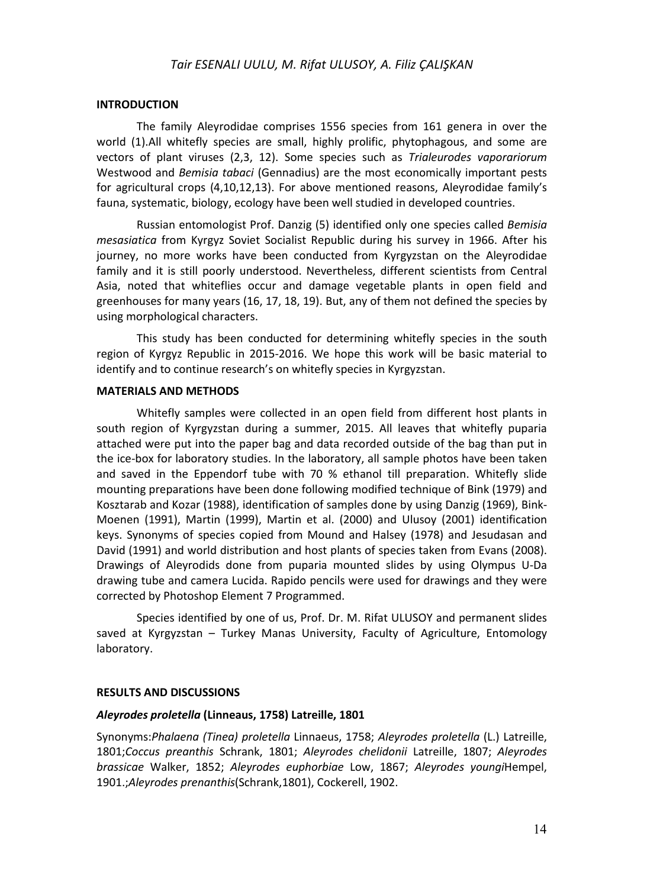## INTRODUCTION

The family Aleyrodidae comprises 1556 species from 161 genera in over the world (1).All whitefly species are small, highly prolific, phytophagous, and some are vectors of plant viruses (2,3, 12). Some species such as *Trialeurodes vaporariorum* Westwood and *Bemisia tabaci* (Gennadius) are the most economically important pests for agricultural crops (4,10,12,13). For above mentioned reasons, Aleyrodidae family's fauna, systematic, biology, ecology have been well studied in developed countries.

Russian entomologist Prof. Danzig (5) identified only one species called *Bemisia mesasiatica* from Kyrgyz Soviet Socialist Republic during his survey in 1966. After his journey, no more works have been conducted from Kyrgyzstan on the Aleyrodidae family and it is still poorly understood. Nevertheless, different scientists from Central Asia, noted that whiteflies occur and damage vegetable plants in open field and greenhouses for many years (16, 17, 18, 19). But, any of them not defined the species by using morphological characters.

This study has been conducted for determining whitefly species in the south region of Kyrgyz Republic in 2015-2016. We hope this work will be basic material to identify and to continue research's on whitefly species in Kyrgyzstan.

## MATERIALS AND METHODS

Whitefly samples were collected in an open field from different host plants in south region of Kyrgyzstan during a summer, 2015. All leaves that whitefly puparia attached were put into the paper bag and data recorded outside of the bag than put in the ice-box for laboratory studies. In the laboratory, all sample photos have been taken and saved in the Eppendorf tube with 70 % ethanol till preparation. Whitefly slide mounting preparations have been done following modified technique of Bink (1979) and Kosztarab and Kozar (1988), identification of samples done by using Danzig (1969), Bink-Moenen (1991), Martin (1999), Martin et al. (2000) and Ulusoy (2001) identification keys. Synonyms of species copied from Mound and Halsey (1978) and Jesudasan and David (1991) and world distribution and host plants of species taken from Evans (2008). Drawings of Aleyrodids done from puparia mounted slides by using Olympus U-Da drawing tube and camera Lucida. Rapido pencils were used for drawings and they were corrected by Photoshop Element 7 Programmed.

Species identified by one of us, Prof. Dr. M. Rifat ULUSOY and permanent slides saved at Kyrgyzstan – Turkey Manas University, Faculty of Agriculture, Entomology laboratory.

## RESULTS AND DISCUSSIONS

### *Aleyrodes proletella* (Linneaus, 1758) Latreille, 1801

Synonyms:*Phalaena (Tinea) proletella* Linnaeus, 1758; *Aleyrodes proletella* (L.) Latreille, 1801;*Coccus preanthis* Schrank, 1801; *Aleyrodes chelidonii* Latreille, 1807; *Aleyrodes brassicae* Walker, 1852; *Aleyrodes euphorbiae* Low, 1867; *Aleyrodes youngi*Hempel, 1901.;*Aleyrodes prenanthis*(Schrank,1801), Cockerell, 1902.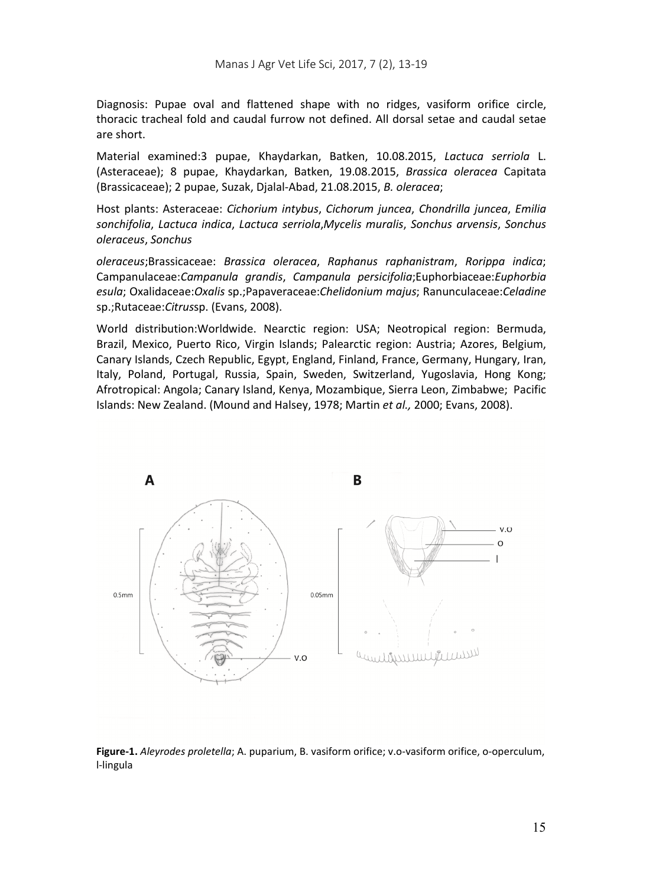Diagnosis: Pupae oval and flattened shape with no ridges, vasiform orifice circle, thoracic tracheal fold and caudal furrow not defined. All dorsal setae and caudal setae are short.

Material examined:3 pupae, Khaydarkan, Batken, 10.08.2015, *Lactuca serriola* L. (Asteraceae); 8 pupae, Khaydarkan, Batken, 19.08.2015, *Brassica oleracea* Capitata (Brassicaceae); 2 pupae, Suzak, Djalal-Abad, 21.08.2015, *B. oleracea*;

Host plants: Asteraceae: *Cichorium intybus*, *Cichorum juncea*, *Chondrilla juncea*, *Emilia sonchifolia*, *Lactuca indica*, *Lactuca serriola*,*Mycelis muralis*, *Sonchus arvensis*, *Sonchus oleraceus*, *Sonchus*

*oleraceus*;Brassicaceae: *Brassica oleracea*, *Raphanus raphanistram*, *Rorippa indica*; Campanulaceae:*Campanula grandis*, *Campanula persicifolia*;Euphorbiaceae:*Euphorbia esula*; Oxalidaceae:*Oxalis* sp.;Papaveraceae:*Chelidonium majus*; Ranunculaceae:*Celadine* sp.;Rutaceae:*Citrus*sp. (Evans, 2008).

World distribution:Worldwide. Nearctic region: USA; Neotropical region: Bermuda, Brazil, Mexico, Puerto Rico, Virgin Islands; Palearctic region: Austria; Azores, Belgium, Canary Islands, Czech Republic, Egypt, England, Finland, France, Germany, Hungary, Iran, Italy, Poland, Portugal, Russia, Spain, Sweden, Switzerland, Yugoslavia, Hong Kong; Afrotropical: Angola; Canary Island, Kenya, Mozambique, Sierra Leon, Zimbabwe; Pacific Islands: New Zealand. (Mound and Halsey, 1978; Martin *et al.,* 2000; Evans, 2008).

**Figure-1.** *Aleyrodes proletella*; A. puparium, B. vasiform orifice; v.o-vasiform orifice, o-operculum, l-lingula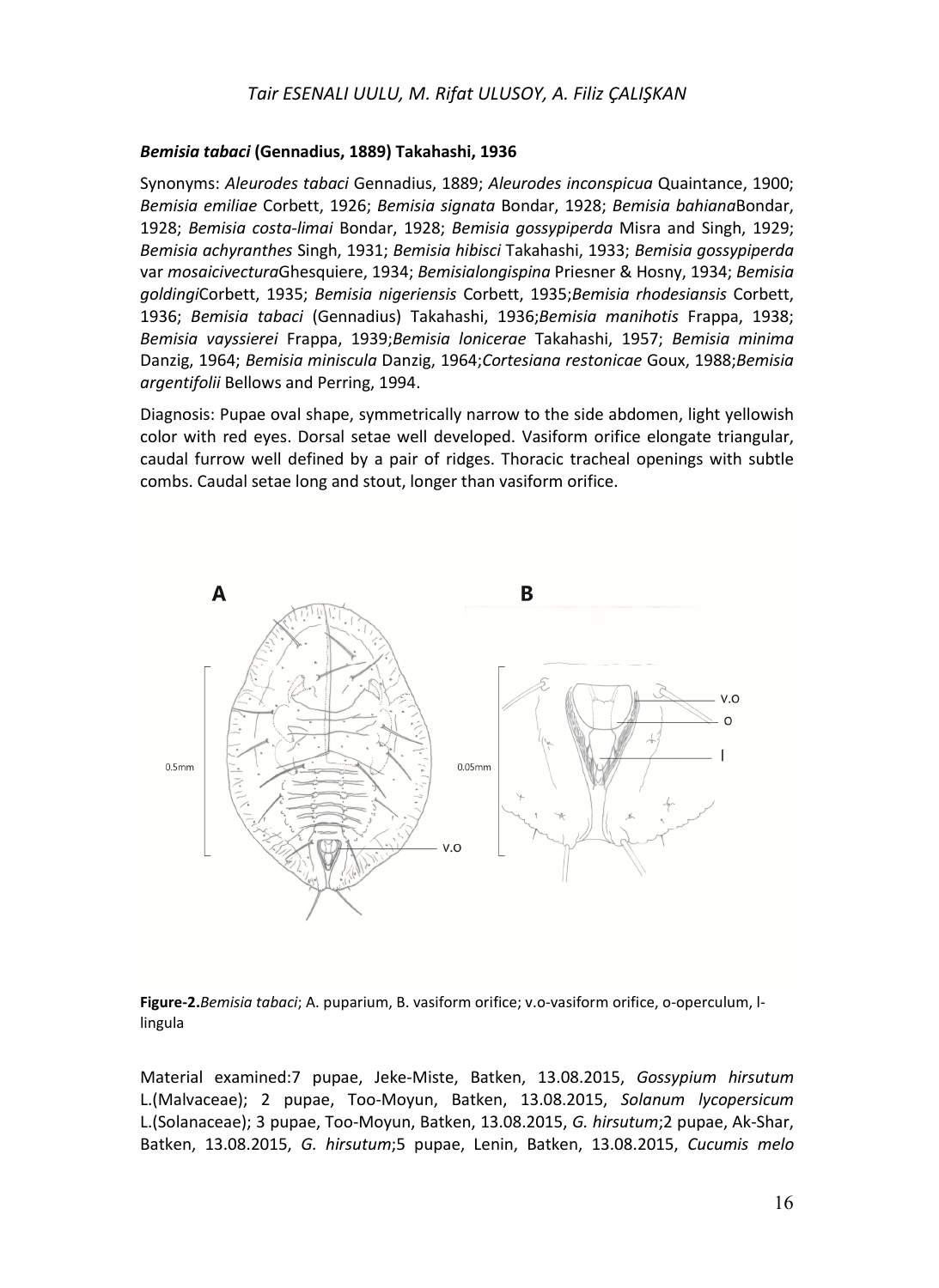***Bemisia tabaci* (Gennadius, 1889) Takahashi, 1936**

Synonyms: *Aleurodes tabaci* Gennadius, 1889; *Aleurodes inconspicua* Quaintance, 1900; *Bemisia emiliae* Corbett, 1926; *Bemisia signata* Bondar, 1928; *Bemisia bahiana*Bondar, 1928; *Bemisia costa-limai* Bondar, 1928; *Bemisia gossypiperda* Misra and Singh, 1929; *Bemisia achyranthes* Singh, 1931; *Bemisia hibisci* Takahashi, 1933; *Bemisia gossypiperda* var *mosaicivectura*Ghesquiere, 1934; *Bemisialongispina* Priesner & Hosny, 1934; *Bemisia goldingi*Corbett, 1935; *Bemisia nigeriensis* Corbett, 1935;*Bemisia rhodesiansis* Corbett, 1936; *Bemisia tabaci* (Gennadius) Takahashi, 1936;*Bemisia manihotis* Frappa, 1938; *Bemisia vayssierei* Frappa, 1939;*Bemisia lonicerae* Takahashi, 1957; *Bemisia minima* Danzig, 1964; *Bemisia miniscula* Danzig, 1964;*Cortesiana restonicae* Goux, 1988;*Bemisia argentifolii* Bellows and Perring, 1994.

Diagnosis: Pupae oval shape, symmetrically narrow to the side abdomen, light yellowish color with red eyes. Dorsal setae well developed. Vasiform orifice elongate triangular, caudal furrow well defined by a pair of ridges. Thoracic tracheal openings with subtle combs. Caudal setae long and stout, longer than vasiform orifice.

**Figure-2.***Bemisia tabaci*; A. puparium, B. vasiform orifice; v.o-vasiform orifice, o-operculum, l-lingula

Material examined:7 pupae, Jeke-Miste, Batken, 13.08.2015, *Gossypium hirsutum* L.(Malvaceae); 2 pupae, Too-Moyun, Batken, 13.08.2015, *Solanum lycopersicum* L.(Solanaceae); 3 pupae, Too-Moyun, Batken, 13.08.2015, *G. hirsutum*;2 pupae, Ak-Shar, Batken, 13.08.2015, *G. hirsutum*;5 pupae, Lenin, Batken, 13.08.2015, *Cucumis melo*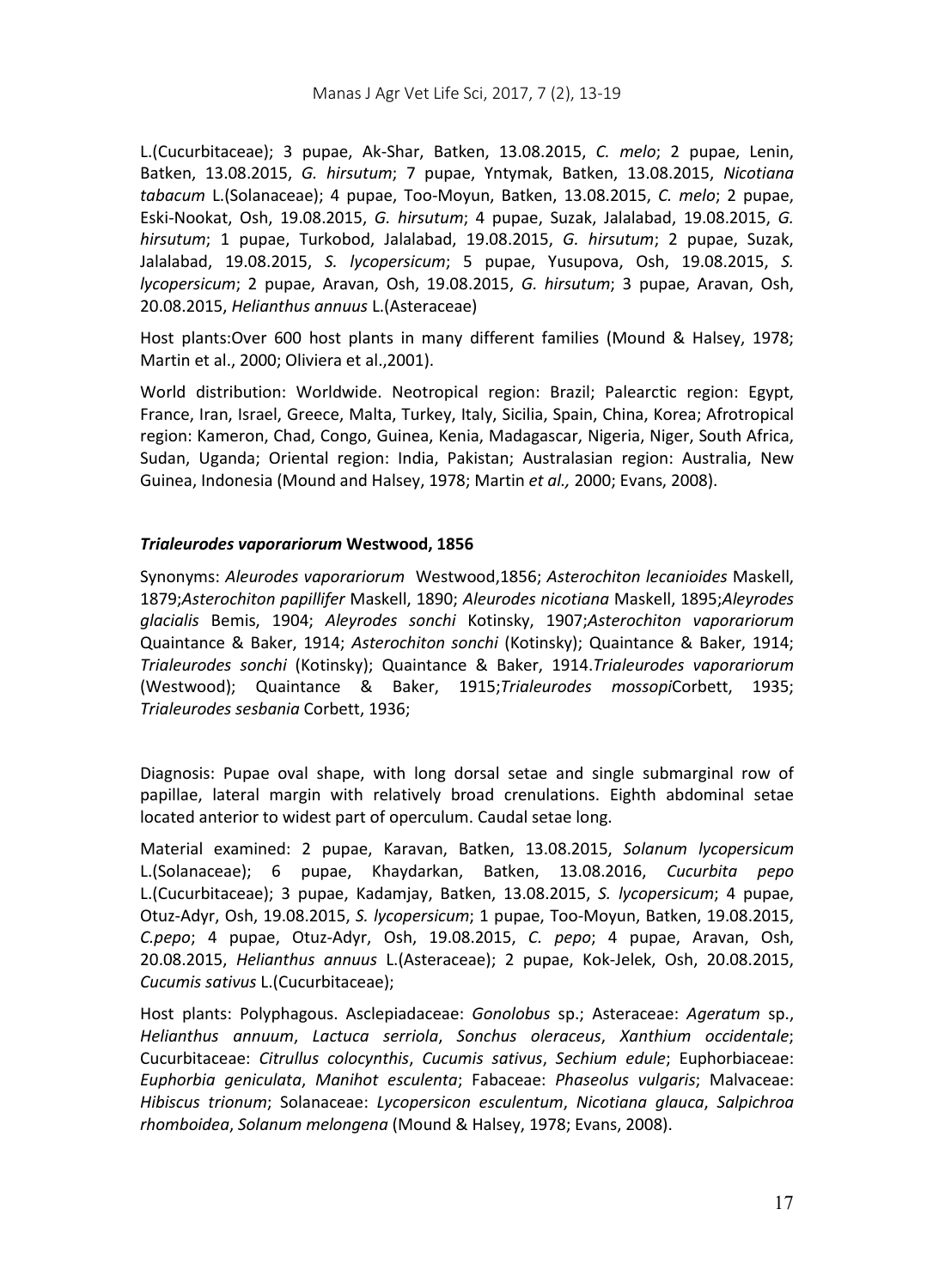L.(Cucurbitaceae); 3 pupae, Ak-Shar, Batken, 13.08.2015, *C. melo*; 2 pupae, Lenin, Batken, 13.08.2015, *G. hirsutum*; 7 pupae, Yntymak, Batken, 13.08.2015, *Nicotiana tabacum* L.(Solanaceae); 4 pupae, Too-Moyun, Batken, 13.08.2015, *C. melo*; 2 pupae, Eski-Nookat, Osh, 19.08.2015, *G. hirsutum*; 4 pupae, Suzak, Jalalabad, 19.08.2015, *G. hirsutum*; 1 pupae, Turkobod, Jalalabad, 19.08.2015, *G. hirsutum*; 2 pupae, Suzak, Jalalabad, 19.08.2015, *S. lycopersicum*; 5 pupae, Yusupova, Osh, 19.08.2015, *S. lycopersicum*; 2 pupae, Aravan, Osh, 19.08.2015, *G. hirsutum*; 3 pupae, Aravan, Osh, 20.08.2015, *Helianthus annuus* L.(Asteraceae)

Host plants:Over 600 host plants in many different families (Mound & Halsey, 1978; Martin et al., 2000; Oliviera et al.,2001).

World distribution: Worldwide. Neotropical region: Brazil; Palearctic region: Egypt, France, Iran, Israel, Greece, Malta, Turkey, Italy, Sicilia, Spain, China, Korea; Afrotropical region: Kameron, Chad, Congo, Guinea, Kenia, Madagascar, Nigeria, Niger, South Africa, Sudan, Uganda; Oriental region: India, Pakistan; Australasian region: Australia, New Guinea, Indonesia (Mound and Halsey, 1978; Martin *et al.,* 2000; Evans, 2008).

### ***Trialeurodes vaporariorum* Westwood, 1856**

Synonyms: *Aleurodes vaporariorum* Westwood,1856; *Asterochiton lecanioides* Maskell, 1879;*Asterochiton papillifer* Maskell, 1890; *Aleurodes nicotiana* Maskell, 1895;*Aleyrodes glacialis* Bemis, 1904; *Aleyrodes sonchi* Kotinsky, 1907;*Asterochiton vaporariorum* Quaintance & Baker, 1914; *Asterochiton sonchi* (Kotinsky); Quaintance & Baker, 1914; *Trialeurodes sonchi* (Kotinsky); Quaintance & Baker, 1914.*Trialeurodes vaporariorum* (Westwood); Quaintance & Baker, 1915;*Trialeurodes mossopi*Corbett, 1935; *Trialeurodes sesbania* Corbett, 1936;

Diagnosis: Pupae oval shape, with long dorsal setae and single submarginal row of papillae, lateral margin with relatively broad crenulations. Eighth abdominal setae located anterior to widest part of operculum. Caudal setae long.

Material examined: 2 pupae, Karavan, Batken, 13.08.2015, *Solanum lycopersicum* L.(Solanaceae); 6 pupae, Khaydarkan, Batken, 13.08.2016, *Cucurbita pepo* L.(Cucurbitaceae); 3 pupae, Kadamjay, Batken, 13.08.2015, *S. lycopersicum*; 4 pupae, Otuz-Adyr, Osh, 19.08.2015, *S. lycopersicum*; 1 pupae, Too-Moyun, Batken, 19.08.2015, *C.pepo*; 4 pupae, Otuz-Adyr, Osh, 19.08.2015, *C. pepo*; 4 pupae, Aravan, Osh, 20.08.2015, *Helianthus annuus* L.(Asteraceae); 2 pupae, Kok-Jelek, Osh, 20.08.2015, *Cucumis sativus* L.(Cucurbitaceae);

Host plants: Polyphagous. Asclepiadaceae: *Gonolobus* sp.; Asteraceae: *Ageratum* sp., *Helianthus annuum*, *Lactuca serriola*, *Sonchus oleraceus*, *Xanthium occidentale*; Cucurbitaceae: *Citrullus colocynthis*, *Cucumis sativus*, *Sechium edule*; Euphorbiaceae: *Euphorbia geniculata*, *Manihot esculenta*; Fabaceae: *Phaseolus vulgaris*; Malvaceae: *Hibiscus trionum*; Solanaceae: *Lycopersicon esculentum*, *Nicotiana glauca*, *Salpichroa rhomboidea*, *Solanum melongena* (Mound & Halsey, 1978; Evans, 2008).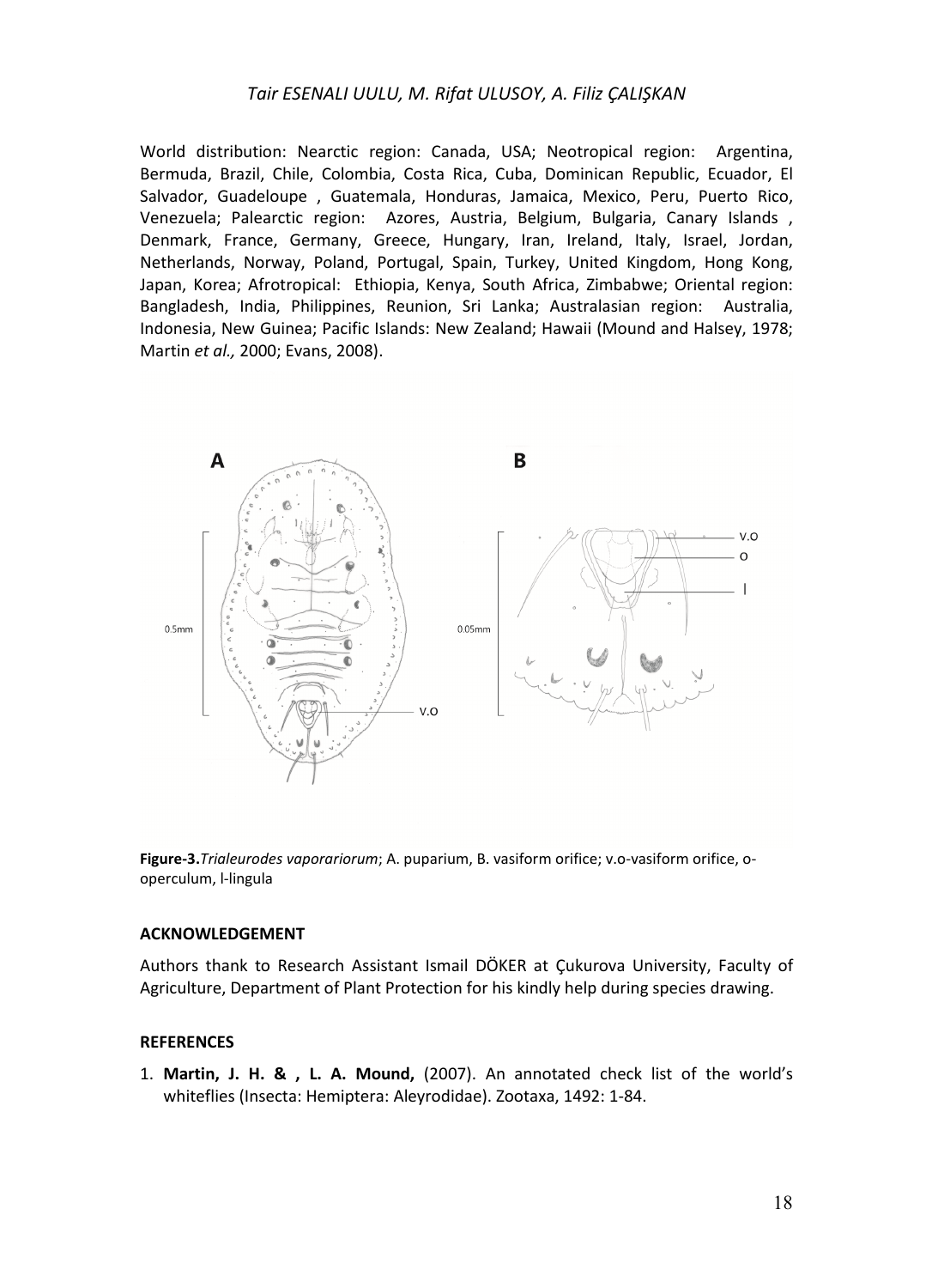World distribution: Nearctic region: Canada, USA; Neotropical region: Argentina, Bermuda, Brazil, Chile, Colombia, Costa Rica, Cuba, Dominican Republic, Ecuador, El Salvador, Guadeloupe , Guatemala, Honduras, Jamaica, Mexico, Peru, Puerto Rico, Venezuela; Palearctic region: Azores, Austria, Belgium, Bulgaria, Canary Islands , Denmark, France, Germany, Greece, Hungary, Iran, Ireland, Italy, Israel, Jordan, Netherlands, Norway, Poland, Portugal, Spain, Turkey, United Kingdom, Hong Kong, Japan, Korea; Afrotropical: Ethiopia, Kenya, South Africa, Zimbabwe; Oriental region: Bangladesh, India, Philippines, Reunion, Sri Lanka; Australasian region: Australia, Indonesia, New Guinea; Pacific Islands: New Zealand; Hawaii (Mound and Halsey, 1978; Martin *et al.,* 2000; Evans, 2008).

**Figure-3.***Trialeurodes vaporariorum*; A. puparium, B. vasiform orifice; v.o-vasiform orifice, o-operculum, l-lingula

#### ACKNOWLEDGEMENT

Authors thank to Research Assistant Ismail DÖKER at Çukurova University, Faculty of Agriculture, Department of Plant Protection for his kindly help during species drawing.

#### REFERENCES

1. **Martin, J. H. & , L. A. Mound,** (2007). An annotated check list of the world's whiteflies (Insecta: Hemiptera: Aleyrodidae). Zootaxa, 1492: 1-84.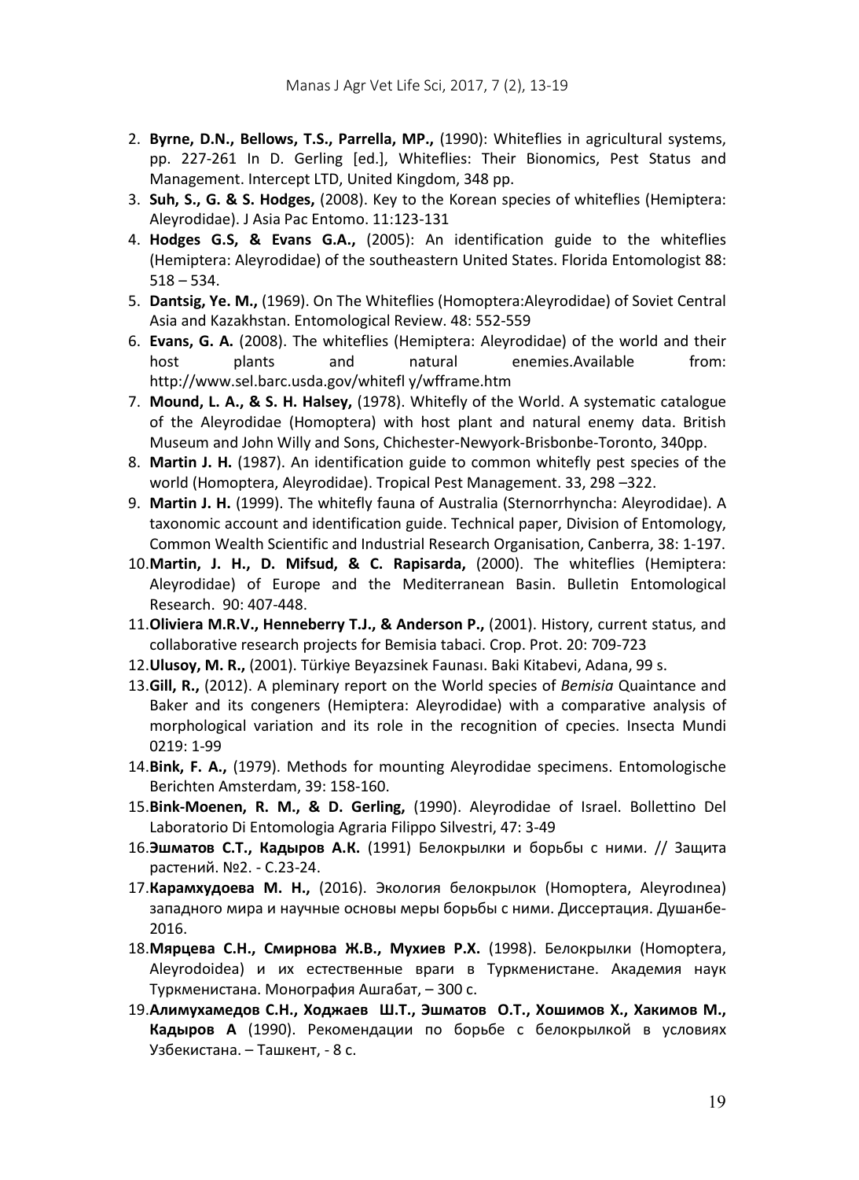2. **Byrne, D.N., Bellows, T.S., Parrella, MP.,** (1990): Whiteflies in agricultural systems, pp. 227-261 In D. Gerling [ed.], Whiteflies: Their Bionomics, Pest Status and Management. Intercept LTD, United Kingdom, 348 pp.
3. **Suh, S., G. & S. Hodges,** (2008). Key to the Korean species of whiteflies (Hemiptera: Aleyrodidae). J Asia Pac Entomo. 11:123-131
4. **Hodges G.S, & Evans G.A.,** (2005): An identification guide to the whiteflies (Hemiptera: Aleyrodidae) of the southeastern United States. Florida Entomologist 88: 518 – 534.
5. **Dantsig, Ye. M.,** (1969). On The Whiteflies (Homoptera:Aleyrodidae) of Soviet Central Asia and Kazakhstan. Entomological Review. 48: 552-559
6. **Evans, G. A.** (2008). The whiteflies (Hemiptera: Aleyrodidae) of the world and their host plants and natural enemies.Available from: http://www.sel.barc.usda.gov/whitefl y/wfframe.htm
7. **Mound, L. A., & S. H. Halsey,** (1978). Whitefly of the World. A systematic catalogue of the Aleyrodidae (Homoptera) with host plant and natural enemy data. British Museum and John Willy and Sons, Chichester-Newyork-Brisbonbe-Toronto, 340pp.
8. **Martin J. H.** (1987). An identification guide to common whitefly pest species of the world (Homoptera, Aleyrodidae). Tropical Pest Management. 33, 298 –322.
9. **Martin J. H.** (1999). The whitefly fauna of Australia (Sternorrhyncha: Aleyrodidae). A taxonomic account and identification guide. Technical paper, Division of Entomology, Common Wealth Scientific and Industrial Research Organisation, Canberra, 38: 1-197.
10. **Martin, J. H., D. Mifsud, & C. Rapisarda,** (2000). The whiteflies (Hemiptera: Aleyrodidae) of Europe and the Mediterranean Basin. Bulletin Entomological Research. 90: 407-448.
11. **Oliviera M.R.V., Henneberry T.J., & Anderson P.,** (2001). History, current status, and collaborative research projects for Bemisia tabaci. Crop. Prot. 20: 709-723
12. **Ulusoy, M. R.,** (2001). Türkiye Beyazsinek Faunası. Baki Kitabevi, Adana, 99 s.
13. **Gill, R.,** (2012). A pleminary report on the World species of *Bemisia* Quaintance and Baker and its congeners (Hemiptera: Aleyrodidae) with a comparative analysis of morphological variation and its role in the recognition of cpecies. Insecta Mundi 0219: 1-99
14. **Bink, F. A.,** (1979). Methods for mounting Aleyrodidae specimens. Entomologische Berichten Amsterdam, 39: 158-160.
15. **Bink-Moenen, R. M., & D. Gerling,** (1990). Aleyrodidae of Israel. Bollettino Del Laboratorio Di Entomologia Agraria Filippo Silvestri, 47: 3-49
16. **Эшматов С.Т., Кадыров А.К.** (1991) Белокрылки и борьбы с ними. // Защита растений. №2. - С.23-24.
17. **Карамхудоева М. Н.,** (2016). Экология белокрылок (Homoptera, Aleyrodınea) западного мира и научные основы меры борьбы с ними. Диссертация. Душанбе-2016.
18. **Мярцева С.Н., Смирнова Ж.В., Мухиев Р.Х.** (1998). Белокрылки (Homoptera, Aleyrodoidea) и их естественные враги в Туркменистане. Академия наук Туркменистана. Монография Ашгабат, – 300 с.
19. **Алимухамедов С.Н., Ходжаев Ш.Т., Эшматов О.Т., Хошимов Х., Хакимов М., Кадыров А** (1990). Рекомендации по борьбе с белокрылкой в условиях Узбекистана. – Ташкент, - 8 с.